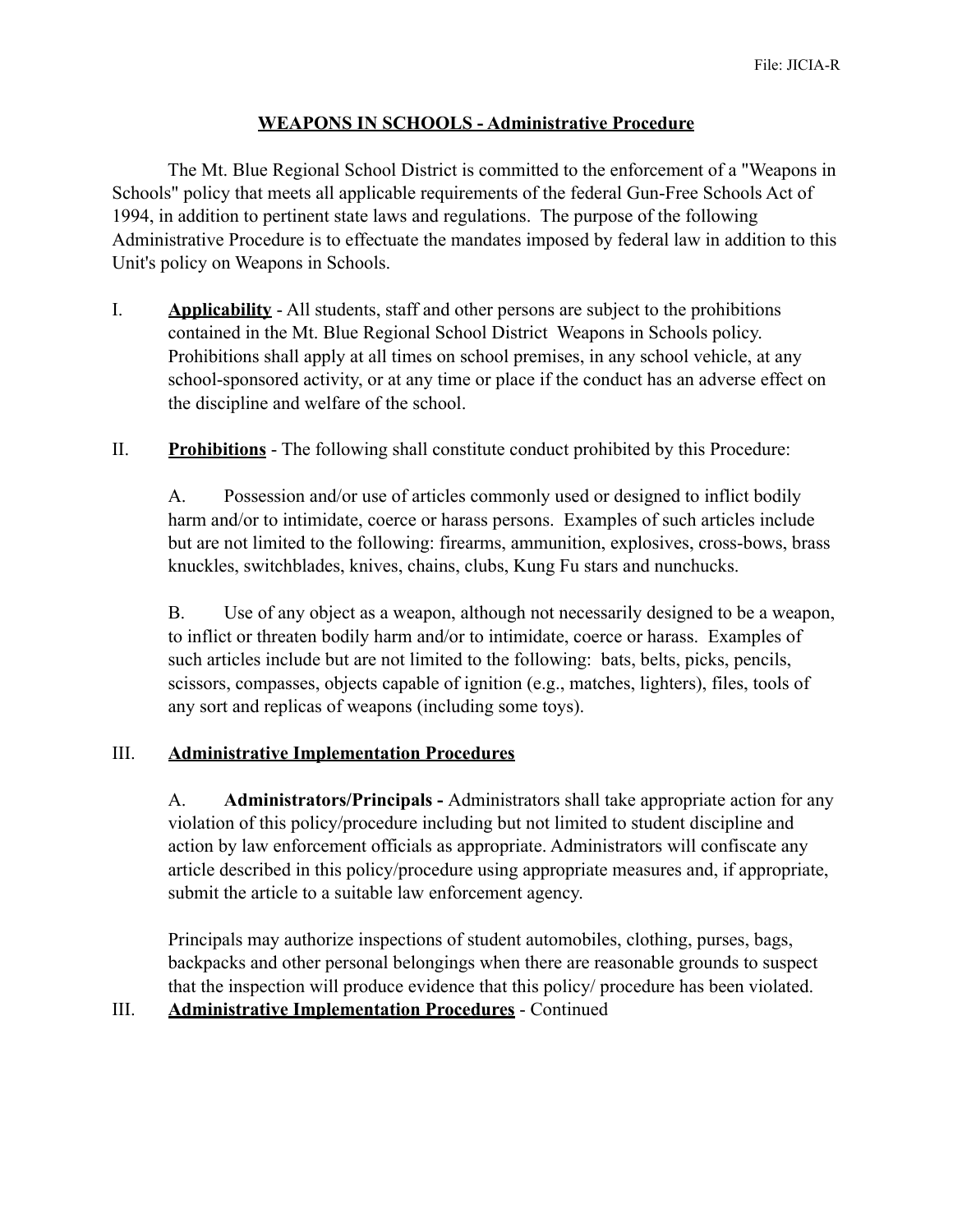File: JICIA-R

# WEAPONS IN SCHOOLS - Administrative Procedure

The Mt. Blue Regional School District is committed to the enforcement of a "Weapons in Schools" policy that meets all applicable requirements of the federal Gun-Free Schools Act of 1994, in addition to pertinent state laws and regulations. The purpose of the following Administrative Procedure is to effectuate the mandates imposed by federal law in addition to this Unit's policy on Weapons in Schools.

I. **Applicability** - All students, staff and other persons are subject to the prohibitions contained in the Mt. Blue Regional School District Weapons in Schools policy. Prohibitions shall apply at all times on school premises, in any school vehicle, at any school-sponsored activity, or at any time or place if the conduct has an adverse effect on the discipline and welfare of the school.

II. **Prohibitions** - The following shall constitute conduct prohibited by this Procedure:

A. Possession and/or use of articles commonly used or designed to inflict bodily harm and/or to intimidate, coerce or harass persons. Examples of such articles include but are not limited to the following: firearms, ammunition, explosives, cross-bows, brass knuckles, switchblades, knives, chains, clubs, Kung Fu stars and nunchucks.

B. Use of any object as a weapon, although not necessarily designed to be a weapon, to inflict or threaten bodily harm and/or to intimidate, coerce or harass. Examples of such articles include but are not limited to the following: bats, belts, picks, pencils, scissors, compasses, objects capable of ignition (e.g., matches, lighters), files, tools of any sort and replicas of weapons (including some toys).

III. **Administrative Implementation Procedures**

A. **Administrators/Principals -** Administrators shall take appropriate action for any violation of this policy/procedure including but not limited to student discipline and action by law enforcement officials as appropriate. Administrators will confiscate any article described in this policy/procedure using appropriate measures and, if appropriate, submit the article to a suitable law enforcement agency.

Principals may authorize inspections of student automobiles, clothing, purses, bags, backpacks and other personal belongings when there are reasonable grounds to suspect that the inspection will produce evidence that this policy/ procedure has been violated.

III. **Administrative Implementation Procedures** - Continued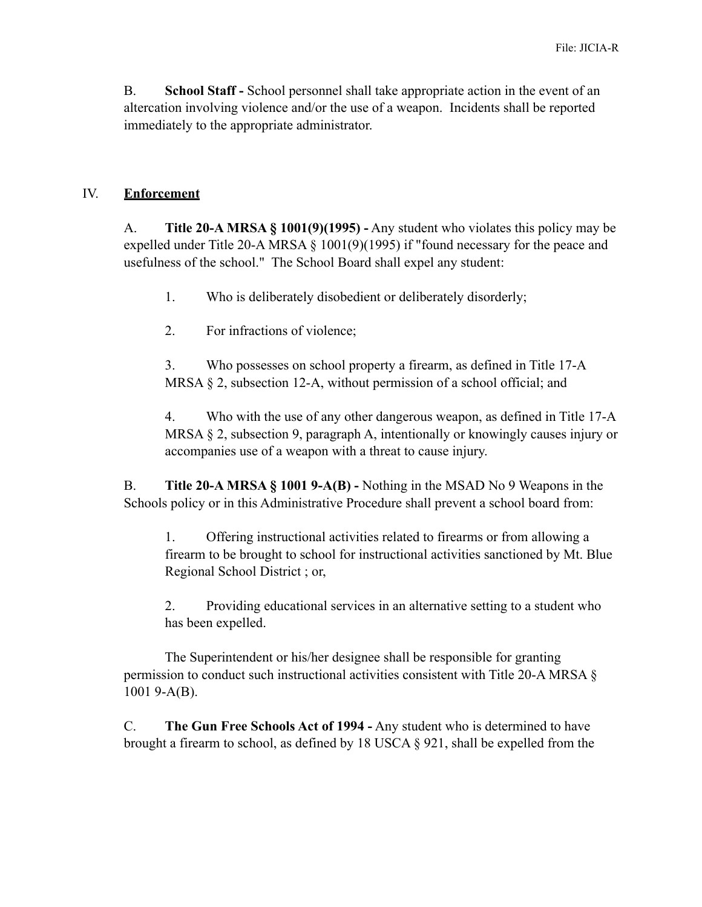B. **School Staff -** School personnel shall take appropriate action in the event of an altercation involving violence and/or the use of a weapon. Incidents shall be reported immediately to the appropriate administrator.

## IV. **Enforcement**

A. **Title 20-A MRSA § 1001(9)(1995) -** Any student who violates this policy may be expelled under Title 20-A MRSA § 1001(9)(1995) if "found necessary for the peace and usefulness of the school." The School Board shall expel any student:

1. Who is deliberately disobedient or deliberately disorderly;

2. For infractions of violence;

3. Who possesses on school property a firearm, as defined in Title 17-A MRSA § 2, subsection 12-A, without permission of a school official; and

4. Who with the use of any other dangerous weapon, as defined in Title 17-A MRSA § 2, subsection 9, paragraph A, intentionally or knowingly causes injury or accompanies use of a weapon with a threat to cause injury.

B. **Title 20-A MRSA § 1001 9-A(B) -** Nothing in the MSAD No 9 Weapons in the Schools policy or in this Administrative Procedure shall prevent a school board from:

1. Offering instructional activities related to firearms or from allowing a firearm to be brought to school for instructional activities sanctioned by Mt. Blue Regional School District ; or,

2. Providing educational services in an alternative setting to a student who has been expelled.

The Superintendent or his/her designee shall be responsible for granting permission to conduct such instructional activities consistent with Title 20-A MRSA § 1001 9-A(B).

C. **The Gun Free Schools Act of 1994 -** Any student who is determined to have brought a firearm to school, as defined by 18 USCA § 921, shall be expelled from the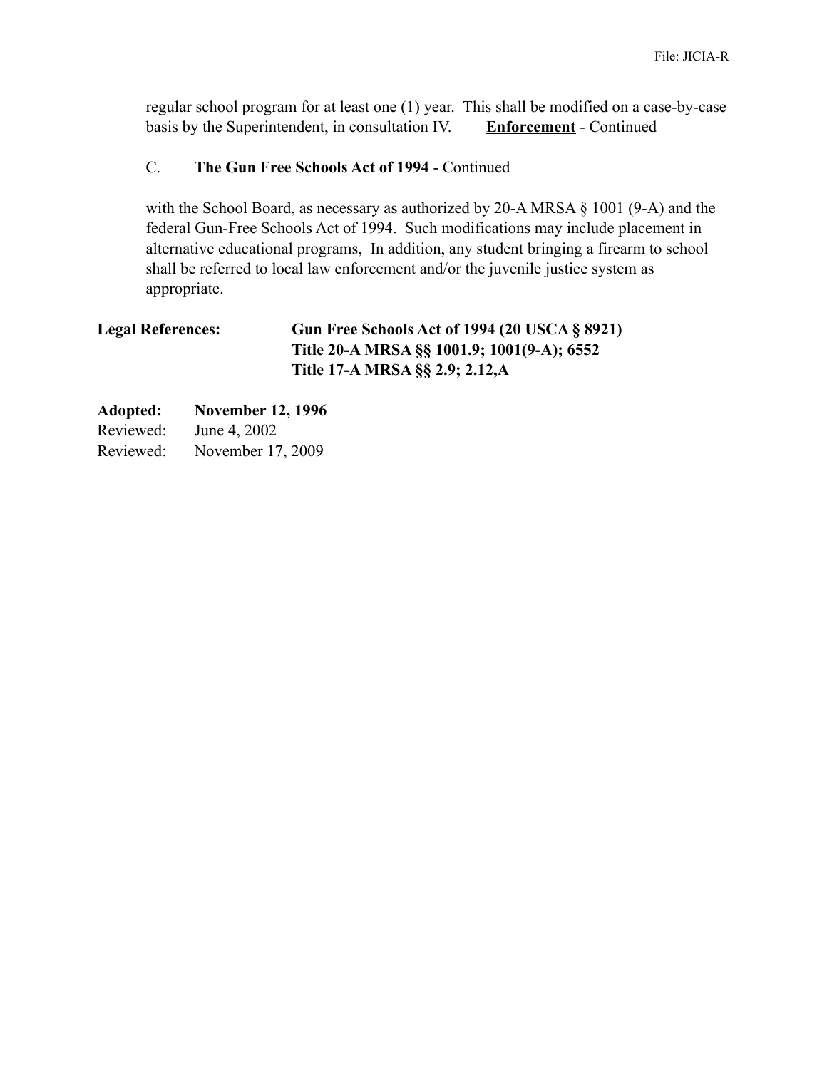regular school program for at least one (1) year. This shall be modified on a case-by-case basis by the Superintendent, in consultation IV. **Enforcement** - Continued

C. **The Gun Free Schools Act of 1994** - Continued

with the School Board, as necessary as authorized by 20-A MRSA § 1001 (9-A) and the federal Gun-Free Schools Act of 1994. Such modifications may include placement in alternative educational programs, In addition, any student bringing a firearm to school shall be referred to local law enforcement and/or the juvenile justice system as appropriate.

**Legal References:** **Gun Free Schools Act of 1994 (20 USCA § 8921)**
**Title 20-A MRSA §§ 1001.9; 1001(9-A); 6552**
**Title 17-A MRSA §§ 2.9; 2.12,A**

**Adopted:** **November 12, 1996**
Reviewed: June 4, 2002
Reviewed: November 17, 2009